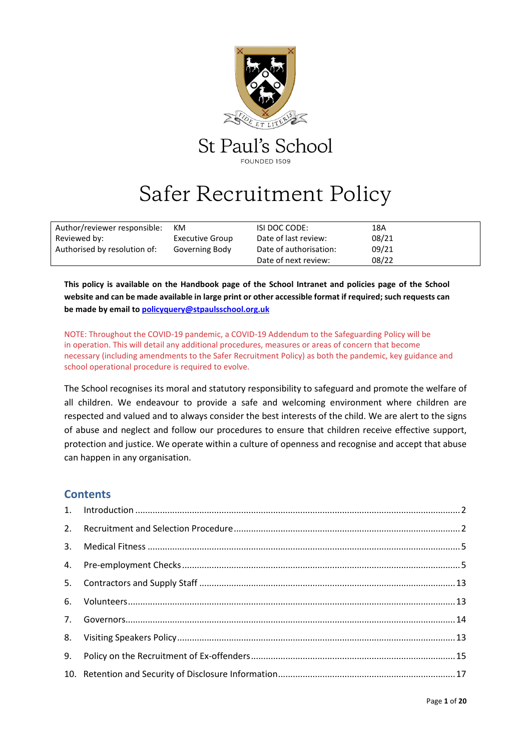St Paul's School

FOUNDED 1509

# Safer Recruitment Policy

| Author/reviewer responsible: | KM | ISI DOC CODE: | 18A |
|---|---|---|---|
| Reviewed by: | Executive Group | Date of last review: | 08/21 |
| Authorised by resolution of: | Governing Body | Date of authorisation: | 09/21 |
| | | Date of next review: | 08/22 |

**This policy is available on the Handbook page of the School Intranet and policies page of the School website and can be made available in large print or other accessible format if required; such requests can be made by email to policyquery@stpaulsschool.org.uk**

NOTE: Throughout the COVID-19 pandemic, a COVID-19 Addendum to the Safeguarding Policy will be in operation. This will detail any additional procedures, measures or areas of concern that become necessary (including amendments to the Safer Recruitment Policy) as both the pandemic, key guidance and school operational procedure is required to evolve.

The School recognises its moral and statutory responsibility to safeguard and promote the welfare of all children. We endeavour to provide a safe and welcoming environment where children are respected and valued and to always consider the best interests of the child. We are alert to the signs of abuse and neglect and follow our procedures to ensure that children receive effective support, protection and justice. We operate within a culture of openness and recognise and accept that abuse can happen in any organisation.

## Contents

1. Introduction ........ 2
2. Recruitment and Selection Procedure ........ 2
3. Medical Fitness ........ 5
4. Pre-employment Checks ........ 5
5. Contractors and Supply Staff ........ 13
6. Volunteers ........ 13
7. Governors ........ 14
8. Visiting Speakers Policy ........ 13
9. Policy on the Recruitment of Ex-offenders ........ 15
10. Retention and Security of Disclosure Information ........ 17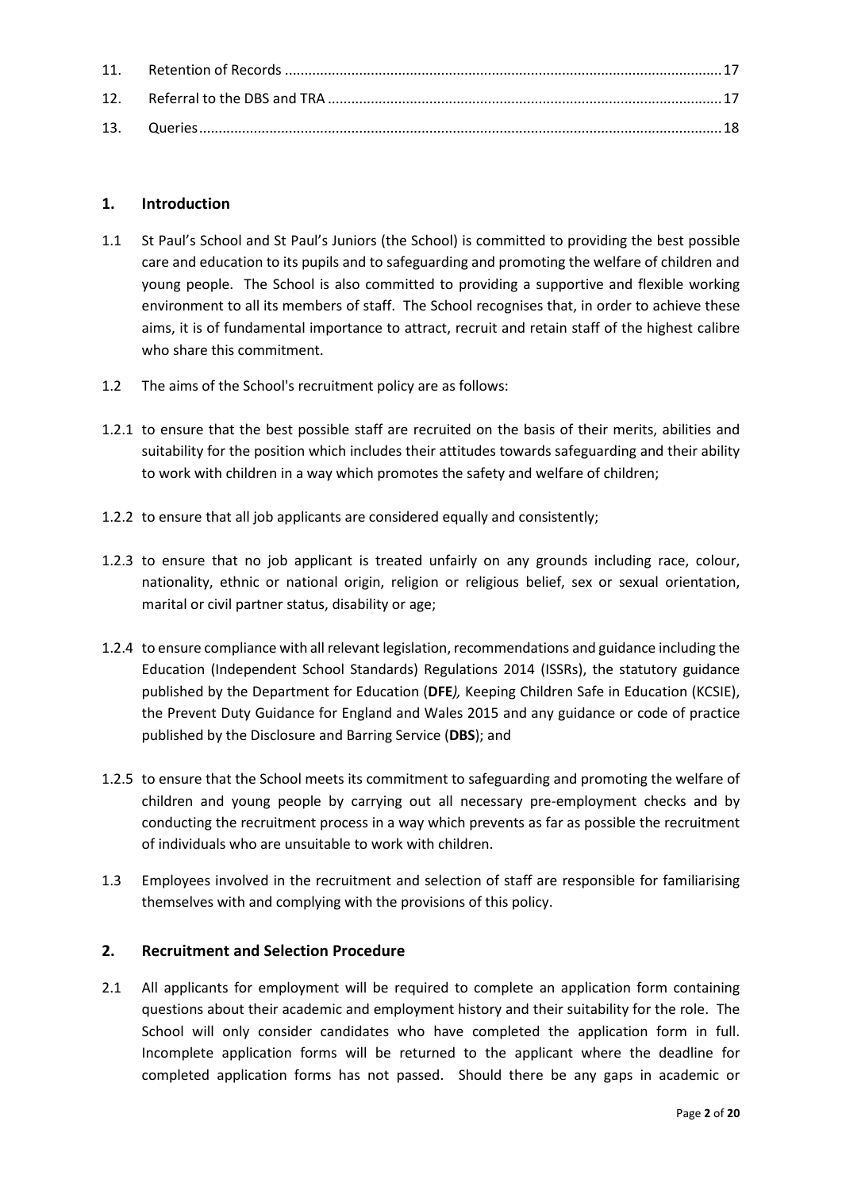| | | |
|---|---|---|
| 11. | Retention of Records | 17 |
| 12. | Referral to the DBS and TRA | 17 |
| 13. | Queries | 18 |

## 1. Introduction

1.1 St Paul's School and St Paul's Juniors (the School) is committed to providing the best possible care and education to its pupils and to safeguarding and promoting the welfare of children and young people. The School is also committed to providing a supportive and flexible working environment to all its members of staff. The School recognises that, in order to achieve these aims, it is of fundamental importance to attract, recruit and retain staff of the highest calibre who share this commitment.

1.2 The aims of the School's recruitment policy are as follows:

1.2.1 to ensure that the best possible staff are recruited on the basis of their merits, abilities and suitability for the position which includes their attitudes towards safeguarding and their ability to work with children in a way which promotes the safety and welfare of children;

1.2.2 to ensure that all job applicants are considered equally and consistently;

1.2.3 to ensure that no job applicant is treated unfairly on any grounds including race, colour, nationality, ethnic or national origin, religion or religious belief, sex or sexual orientation, marital or civil partner status, disability or age;

1.2.4 to ensure compliance with all relevant legislation, recommendations and guidance including the Education (Independent School Standards) Regulations 2014 (ISSRs), the statutory guidance published by the Department for Education (**DFE**), Keeping Children Safe in Education (KCSIE), the Prevent Duty Guidance for England and Wales 2015 and any guidance or code of practice published by the Disclosure and Barring Service (**DBS**); and

1.2.5 to ensure that the School meets its commitment to safeguarding and promoting the welfare of children and young people by carrying out all necessary pre-employment checks and by conducting the recruitment process in a way which prevents as far as possible the recruitment of individuals who are unsuitable to work with children.

1.3 Employees involved in the recruitment and selection of staff are responsible for familiarising themselves with and complying with the provisions of this policy.

## 2. Recruitment and Selection Procedure

2.1 All applicants for employment will be required to complete an application form containing questions about their academic and employment history and their suitability for the role. The School will only consider candidates who have completed the application form in full. Incomplete application forms will be returned to the applicant where the deadline for completed application forms has not passed. Should there be any gaps in academic or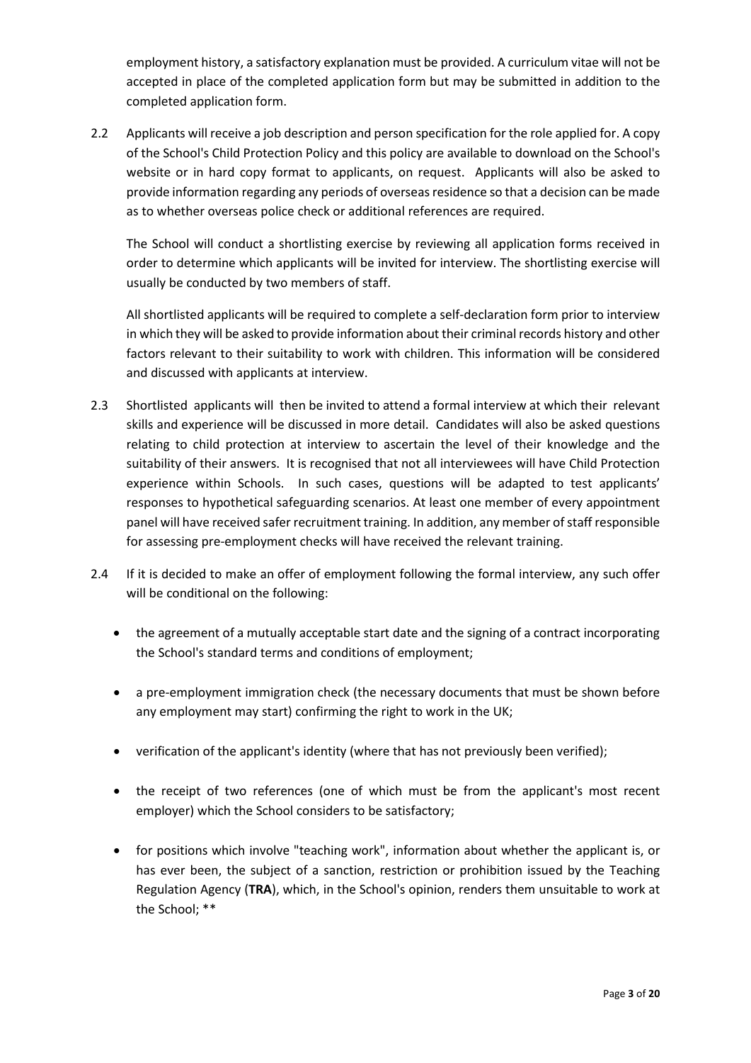employment history, a satisfactory explanation must be provided. A curriculum vitae will not be accepted in place of the completed application form but may be submitted in addition to the completed application form.

2.2 Applicants will receive a job description and person specification for the role applied for. A copy of the School's Child Protection Policy and this policy are available to download on the School's website or in hard copy format to applicants, on request. Applicants will also be asked to provide information regarding any periods of overseas residence so that a decision can be made as to whether overseas police check or additional references are required.

The School will conduct a shortlisting exercise by reviewing all application forms received in order to determine which applicants will be invited for interview. The shortlisting exercise will usually be conducted by two members of staff.

All shortlisted applicants will be required to complete a self-declaration form prior to interview in which they will be asked to provide information about their criminal records history and other factors relevant to their suitability to work with children. This information will be considered and discussed with applicants at interview.

2.3 Shortlisted applicants will then be invited to attend a formal interview at which their relevant skills and experience will be discussed in more detail. Candidates will also be asked questions relating to child protection at interview to ascertain the level of their knowledge and the suitability of their answers. It is recognised that not all interviewees will have Child Protection experience within Schools. In such cases, questions will be adapted to test applicants' responses to hypothetical safeguarding scenarios. At least one member of every appointment panel will have received safer recruitment training. In addition, any member of staff responsible for assessing pre-employment checks will have received the relevant training.

2.4 If it is decided to make an offer of employment following the formal interview, any such offer will be conditional on the following:

- the agreement of a mutually acceptable start date and the signing of a contract incorporating the School's standard terms and conditions of employment;
- a pre-employment immigration check (the necessary documents that must be shown before any employment may start) confirming the right to work in the UK;
- verification of the applicant's identity (where that has not previously been verified);
- the receipt of two references (one of which must be from the applicant's most recent employer) which the School considers to be satisfactory;
- for positions which involve "teaching work", information about whether the applicant is, or has ever been, the subject of a sanction, restriction or prohibition issued by the Teaching Regulation Agency (**TRA**), which, in the School's opinion, renders them unsuitable to work at the School; **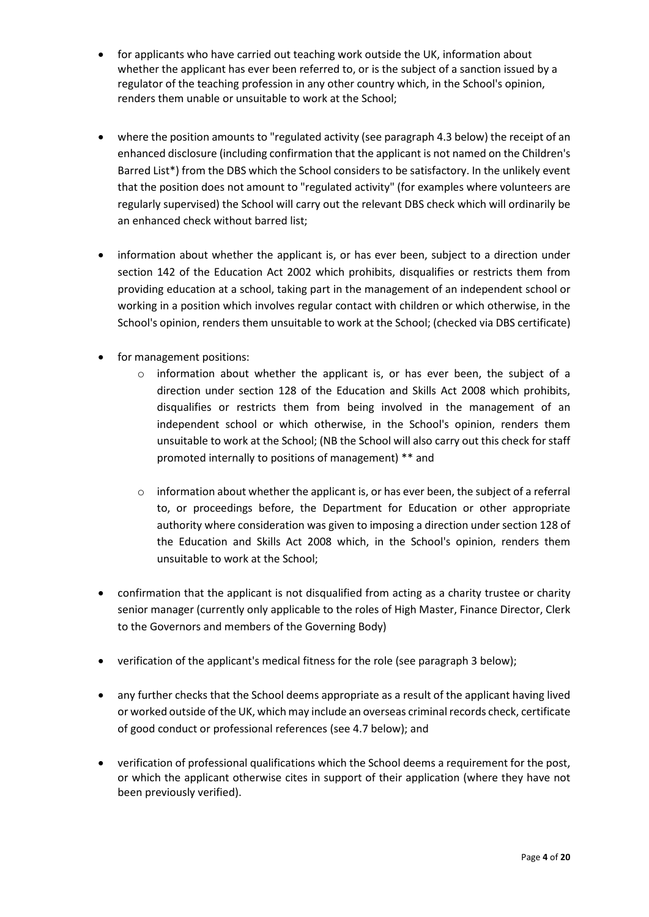- for applicants who have carried out teaching work outside the UK, information about whether the applicant has ever been referred to, or is the subject of a sanction issued by a regulator of the teaching profession in any other country which, in the School's opinion, renders them unable or unsuitable to work at the School;

- where the position amounts to "regulated activity (see paragraph 4.3 below) the receipt of an enhanced disclosure (including confirmation that the applicant is not named on the Children's Barred List*) from the DBS which the School considers to be satisfactory. In the unlikely event that the position does not amount to "regulated activity" (for examples where volunteers are regularly supervised) the School will carry out the relevant DBS check which will ordinarily be an enhanced check without barred list;

- information about whether the applicant is, or has ever been, subject to a direction under section 142 of the Education Act 2002 which prohibits, disqualifies or restricts them from providing education at a school, taking part in the management of an independent school or working in a position which involves regular contact with children or which otherwise, in the School's opinion, renders them unsuitable to work at the School; (checked via DBS certificate)

- for management positions:
  - information about whether the applicant is, or has ever been, the subject of a direction under section 128 of the Education and Skills Act 2008 which prohibits, disqualifies or restricts them from being involved in the management of an independent school or which otherwise, in the School's opinion, renders them unsuitable to work at the School; (NB the School will also carry out this check for staff promoted internally to positions of management) ** and
  - information about whether the applicant is, or has ever been, the subject of a referral to, or proceedings before, the Department for Education or other appropriate authority where consideration was given to imposing a direction under section 128 of the Education and Skills Act 2008 which, in the School's opinion, renders them unsuitable to work at the School;

- confirmation that the applicant is not disqualified from acting as a charity trustee or charity senior manager (currently only applicable to the roles of High Master, Finance Director, Clerk to the Governors and members of the Governing Body)

- verification of the applicant's medical fitness for the role (see paragraph 3 below);

- any further checks that the School deems appropriate as a result of the applicant having lived or worked outside of the UK, which may include an overseas criminal records check, certificate of good conduct or professional references (see 4.7 below); and

- verification of professional qualifications which the School deems a requirement for the post, or which the applicant otherwise cites in support of their application (where they have not been previously verified).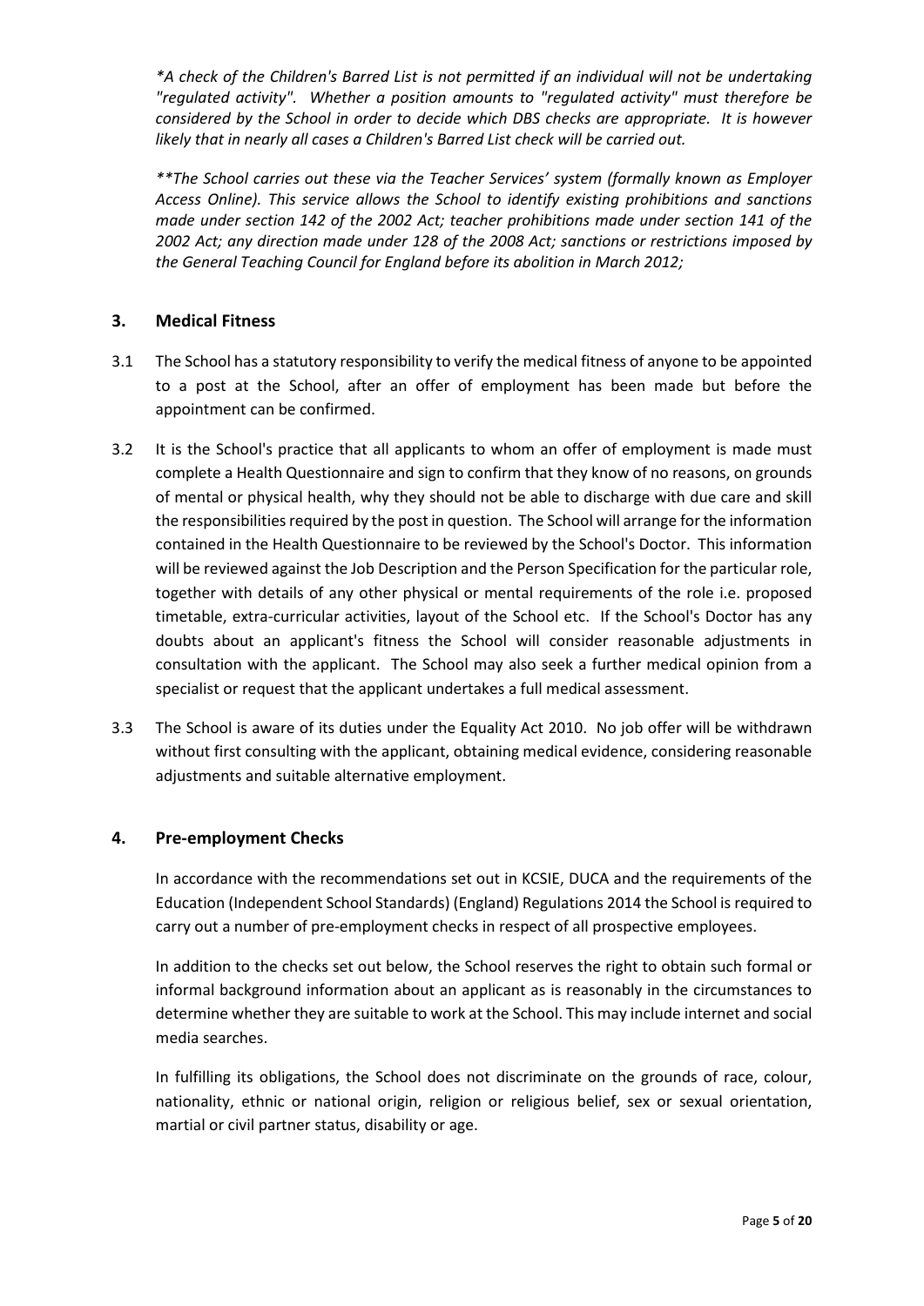*\*A check of the Children's Barred List is not permitted if an individual will not be undertaking "regulated activity". Whether a position amounts to "regulated activity" must therefore be considered by the School in order to decide which DBS checks are appropriate. It is however likely that in nearly all cases a Children's Barred List check will be carried out.*

*\*\*The School carries out these via the Teacher Services' system (formally known as Employer Access Online). This service allows the School to identify existing prohibitions and sanctions made under section 142 of the 2002 Act; teacher prohibitions made under section 141 of the 2002 Act; any direction made under 128 of the 2008 Act; sanctions or restrictions imposed by the General Teaching Council for England before its abolition in March 2012;*

## 3. Medical Fitness

3.1 The School has a statutory responsibility to verify the medical fitness of anyone to be appointed to a post at the School, after an offer of employment has been made but before the appointment can be confirmed.

3.2 It is the School's practice that all applicants to whom an offer of employment is made must complete a Health Questionnaire and sign to confirm that they know of no reasons, on grounds of mental or physical health, why they should not be able to discharge with due care and skill the responsibilities required by the post in question. The School will arrange for the information contained in the Health Questionnaire to be reviewed by the School's Doctor. This information will be reviewed against the Job Description and the Person Specification for the particular role, together with details of any other physical or mental requirements of the role i.e. proposed timetable, extra-curricular activities, layout of the School etc. If the School's Doctor has any doubts about an applicant's fitness the School will consider reasonable adjustments in consultation with the applicant. The School may also seek a further medical opinion from a specialist or request that the applicant undertakes a full medical assessment.

3.3 The School is aware of its duties under the Equality Act 2010. No job offer will be withdrawn without first consulting with the applicant, obtaining medical evidence, considering reasonable adjustments and suitable alternative employment.

## 4. Pre-employment Checks

In accordance with the recommendations set out in KCSIE, DUCA and the requirements of the Education (Independent School Standards) (England) Regulations 2014 the School is required to carry out a number of pre-employment checks in respect of all prospective employees.

In addition to the checks set out below, the School reserves the right to obtain such formal or informal background information about an applicant as is reasonably in the circumstances to determine whether they are suitable to work at the School. This may include internet and social media searches.

In fulfilling its obligations, the School does not discriminate on the grounds of race, colour, nationality, ethnic or national origin, religion or religious belief, sex or sexual orientation, martial or civil partner status, disability or age.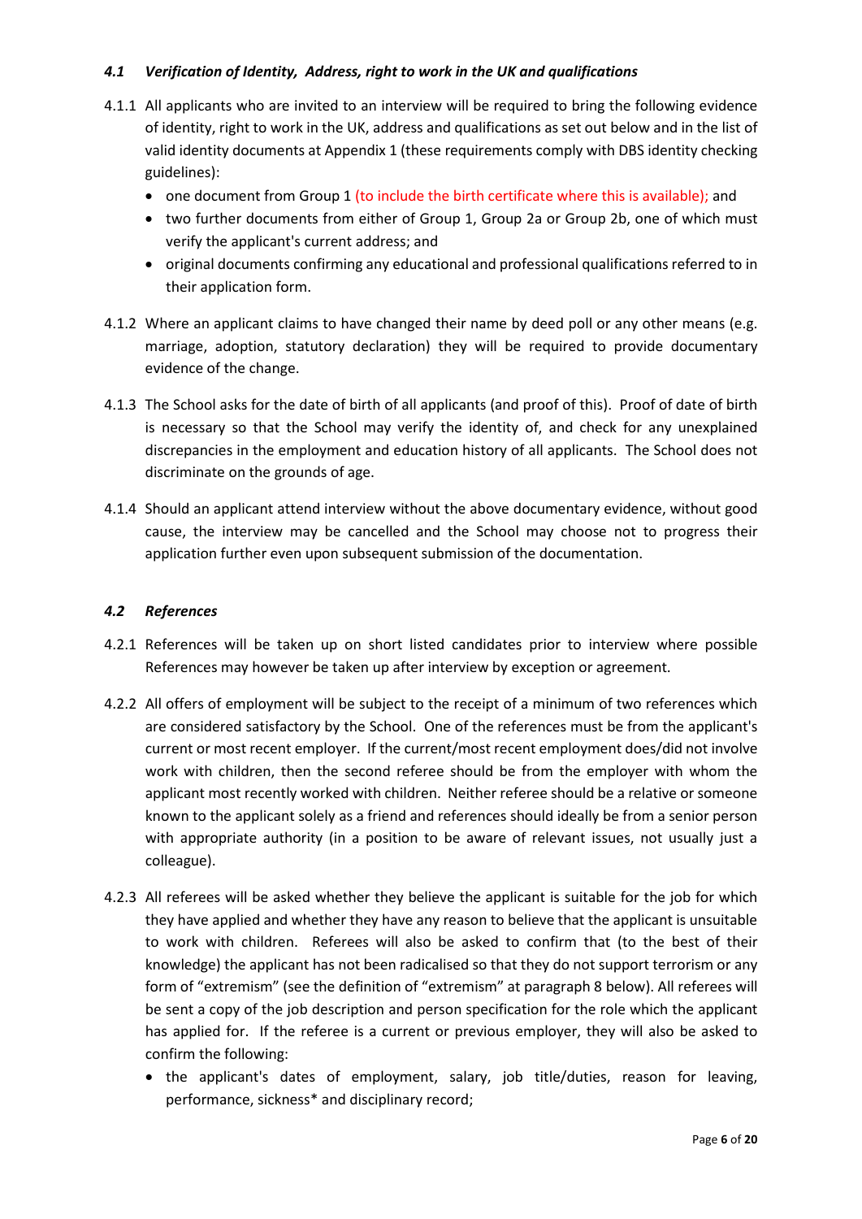### *4.1 Verification of Identity, Address, right to work in the UK and qualifications*

4.1.1 All applicants who are invited to an interview will be required to bring the following evidence of identity, right to work in the UK, address and qualifications as set out below and in the list of valid identity documents at Appendix 1 (these requirements comply with DBS identity checking guidelines):

- one document from Group 1 (to include the birth certificate where this is available); and
- two further documents from either of Group 1, Group 2a or Group 2b, one of which must verify the applicant's current address; and
- original documents confirming any educational and professional qualifications referred to in their application form.

4.1.2 Where an applicant claims to have changed their name by deed poll or any other means (e.g. marriage, adoption, statutory declaration) they will be required to provide documentary evidence of the change.

4.1.3 The School asks for the date of birth of all applicants (and proof of this). Proof of date of birth is necessary so that the School may verify the identity of, and check for any unexplained discrepancies in the employment and education history of all applicants. The School does not discriminate on the grounds of age.

4.1.4 Should an applicant attend interview without the above documentary evidence, without good cause, the interview may be cancelled and the School may choose not to progress their application further even upon subsequent submission of the documentation.

### *4.2 References*

4.2.1 References will be taken up on short listed candidates prior to interview where possible References may however be taken up after interview by exception or agreement.

4.2.2 All offers of employment will be subject to the receipt of a minimum of two references which are considered satisfactory by the School. One of the references must be from the applicant's current or most recent employer. If the current/most recent employment does/did not involve work with children, then the second referee should be from the employer with whom the applicant most recently worked with children. Neither referee should be a relative or someone known to the applicant solely as a friend and references should ideally be from a senior person with appropriate authority (in a position to be aware of relevant issues, not usually just a colleague).

4.2.3 All referees will be asked whether they believe the applicant is suitable for the job for which they have applied and whether they have any reason to believe that the applicant is unsuitable to work with children. Referees will also be asked to confirm that (to the best of their knowledge) the applicant has not been radicalised so that they do not support terrorism or any form of "extremism" (see the definition of "extremism" at paragraph 8 below). All referees will be sent a copy of the job description and person specification for the role which the applicant has applied for. If the referee is a current or previous employer, they will also be asked to confirm the following:

- the applicant's dates of employment, salary, job title/duties, reason for leaving, performance, sickness* and disciplinary record;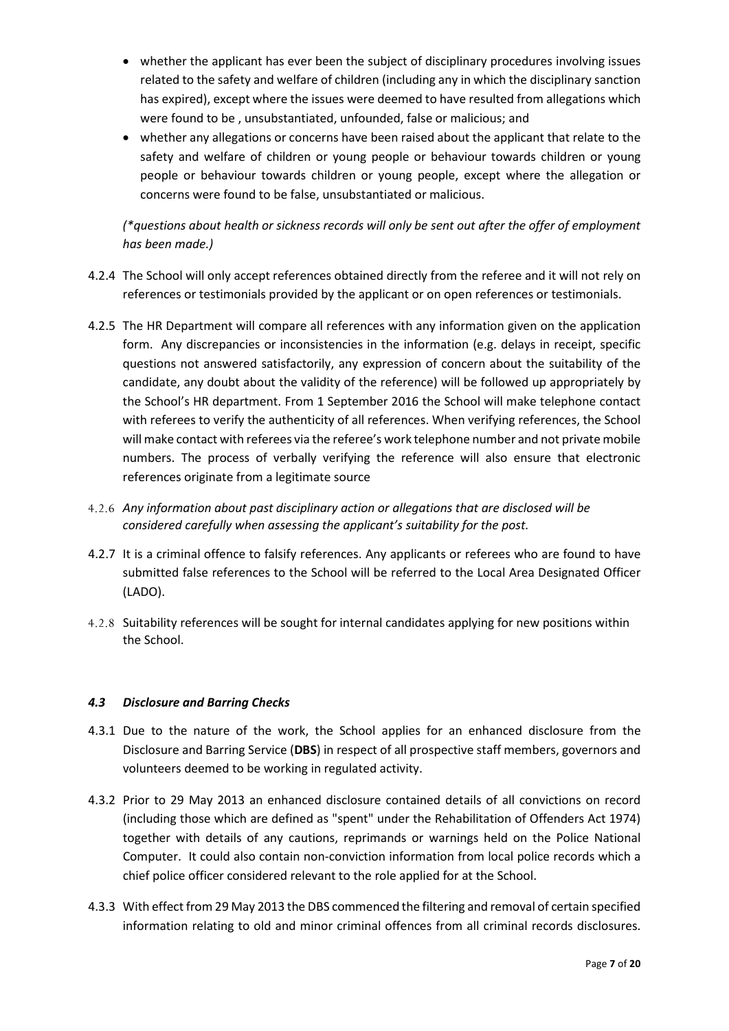- whether the applicant has ever been the subject of disciplinary procedures involving issues related to the safety and welfare of children (including any in which the disciplinary sanction has expired), except where the issues were deemed to have resulted from allegations which were found to be , unsubstantiated, unfounded, false or malicious; and
- whether any allegations or concerns have been raised about the applicant that relate to the safety and welfare of children or young people or behaviour towards children or young people or behaviour towards children or young people, except where the allegation or concerns were found to be false, unsubstantiated or malicious.

*(\*questions about health or sickness records will only be sent out after the offer of employment has been made.)*

4.2.4 The School will only accept references obtained directly from the referee and it will not rely on references or testimonials provided by the applicant or on open references or testimonials.

4.2.5 The HR Department will compare all references with any information given on the application form. Any discrepancies or inconsistencies in the information (e.g. delays in receipt, specific questions not answered satisfactorily, any expression of concern about the suitability of the candidate, any doubt about the validity of the reference) will be followed up appropriately by the School's HR department. From 1 September 2016 the School will make telephone contact with referees to verify the authenticity of all references. When verifying references, the School will make contact with referees via the referee's work telephone number and not private mobile numbers. The process of verbally verifying the reference will also ensure that electronic references originate from a legitimate source

4.2.6 *Any information about past disciplinary action or allegations that are disclosed will be considered carefully when assessing the applicant's suitability for the post.*

4.2.7 It is a criminal offence to falsify references. Any applicants or referees who are found to have submitted false references to the School will be referred to the Local Area Designated Officer (LADO).

4.2.8 Suitability references will be sought for internal candidates applying for new positions within the School.

### *4.3 Disclosure and Barring Checks*

4.3.1 Due to the nature of the work, the School applies for an enhanced disclosure from the Disclosure and Barring Service (**DBS**) in respect of all prospective staff members, governors and volunteers deemed to be working in regulated activity.

4.3.2 Prior to 29 May 2013 an enhanced disclosure contained details of all convictions on record (including those which are defined as "spent" under the Rehabilitation of Offenders Act 1974) together with details of any cautions, reprimands or warnings held on the Police National Computer. It could also contain non-conviction information from local police records which a chief police officer considered relevant to the role applied for at the School.

4.3.3 With effect from 29 May 2013 the DBS commenced the filtering and removal of certain specified information relating to old and minor criminal offences from all criminal records disclosures.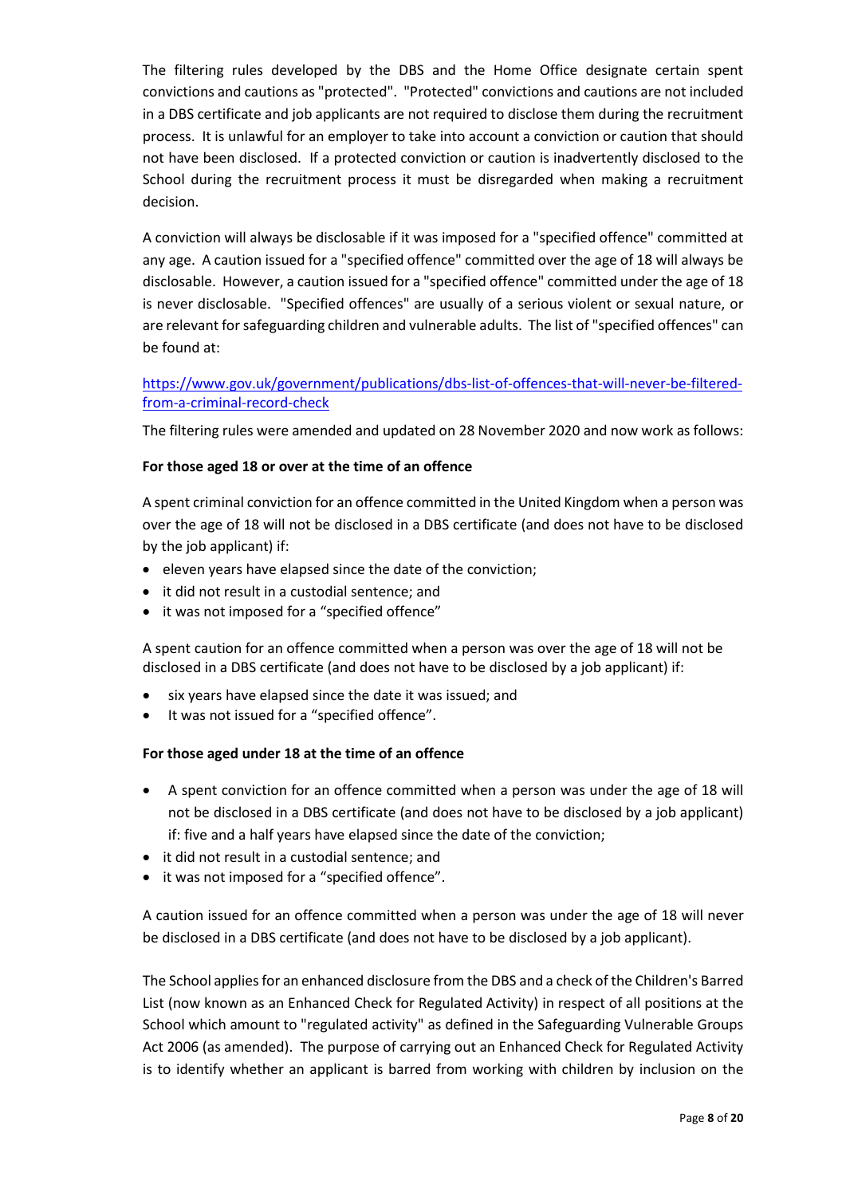The filtering rules developed by the DBS and the Home Office designate certain spent convictions and cautions as "protected". "Protected" convictions and cautions are not included in a DBS certificate and job applicants are not required to disclose them during the recruitment process. It is unlawful for an employer to take into account a conviction or caution that should not have been disclosed. If a protected conviction or caution is inadvertently disclosed to the School during the recruitment process it must be disregarded when making a recruitment decision.

A conviction will always be disclosable if it was imposed for a "specified offence" committed at any age. A caution issued for a "specified offence" committed over the age of 18 will always be disclosable. However, a caution issued for a "specified offence" committed under the age of 18 is never disclosable. "Specified offences" are usually of a serious violent or sexual nature, or are relevant for safeguarding children and vulnerable adults. The list of "specified offences" can be found at:

[https://www.gov.uk/government/publications/dbs-list-of-offences-that-will-never-be-filtered-from-a-criminal-record-check](https://www.gov.uk/government/publications/dbs-list-of-offences-that-will-never-be-filtered-from-a-criminal-record-check)

The filtering rules were amended and updated on 28 November 2020 and now work as follows:

**For those aged 18 or over at the time of an offence**

A spent criminal conviction for an offence committed in the United Kingdom when a person was over the age of 18 will not be disclosed in a DBS certificate (and does not have to be disclosed by the job applicant) if:

- eleven years have elapsed since the date of the conviction;
- it did not result in a custodial sentence; and
- it was not imposed for a "specified offence"

A spent caution for an offence committed when a person was over the age of 18 will not be disclosed in a DBS certificate (and does not have to be disclosed by a job applicant) if:

- six years have elapsed since the date it was issued; and
- It was not issued for a "specified offence".

**For those aged under 18 at the time of an offence**

- A spent conviction for an offence committed when a person was under the age of 18 will not be disclosed in a DBS certificate (and does not have to be disclosed by a job applicant) if: five and a half years have elapsed since the date of the conviction;
- it did not result in a custodial sentence; and
- it was not imposed for a "specified offence".

A caution issued for an offence committed when a person was under the age of 18 will never be disclosed in a DBS certificate (and does not have to be disclosed by a job applicant).

The School applies for an enhanced disclosure from the DBS and a check of the Children's Barred List (now known as an Enhanced Check for Regulated Activity) in respect of all positions at the School which amount to "regulated activity" as defined in the Safeguarding Vulnerable Groups Act 2006 (as amended). The purpose of carrying out an Enhanced Check for Regulated Activity is to identify whether an applicant is barred from working with children by inclusion on the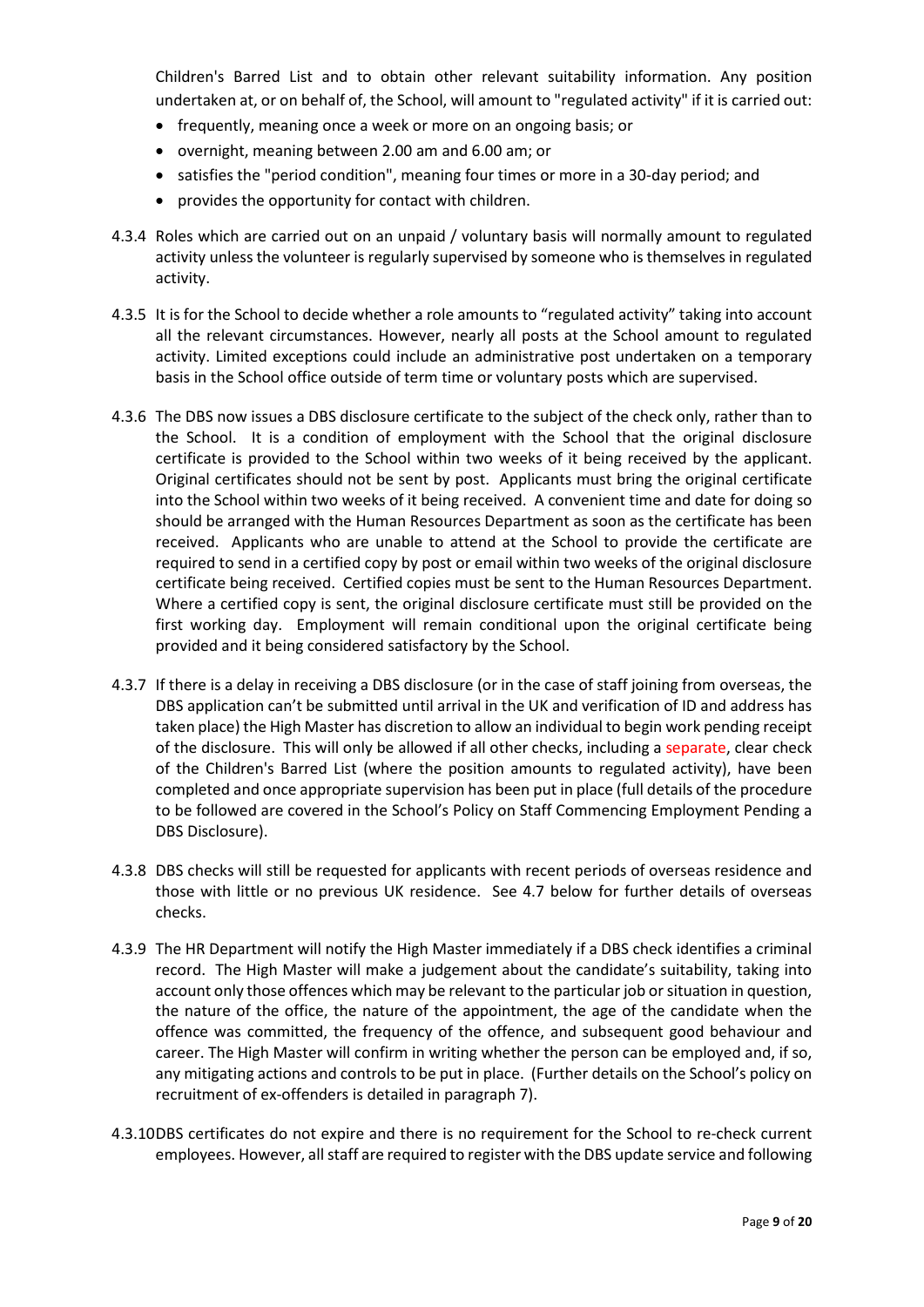Children's Barred List and to obtain other relevant suitability information. Any position undertaken at, or on behalf of, the School, will amount to "regulated activity" if it is carried out:

- frequently, meaning once a week or more on an ongoing basis; or
- overnight, meaning between 2.00 am and 6.00 am; or
- satisfies the "period condition", meaning four times or more in a 30-day period; and
- provides the opportunity for contact with children.

4.3.4 Roles which are carried out on an unpaid / voluntary basis will normally amount to regulated activity unless the volunteer is regularly supervised by someone who is themselves in regulated activity.

4.3.5 It is for the School to decide whether a role amounts to "regulated activity" taking into account all the relevant circumstances. However, nearly all posts at the School amount to regulated activity. Limited exceptions could include an administrative post undertaken on a temporary basis in the School office outside of term time or voluntary posts which are supervised.

4.3.6 The DBS now issues a DBS disclosure certificate to the subject of the check only, rather than to the School. It is a condition of employment with the School that the original disclosure certificate is provided to the School within two weeks of it being received by the applicant. Original certificates should not be sent by post. Applicants must bring the original certificate into the School within two weeks of it being received. A convenient time and date for doing so should be arranged with the Human Resources Department as soon as the certificate has been received. Applicants who are unable to attend at the School to provide the certificate are required to send in a certified copy by post or email within two weeks of the original disclosure certificate being received. Certified copies must be sent to the Human Resources Department. Where a certified copy is sent, the original disclosure certificate must still be provided on the first working day. Employment will remain conditional upon the original certificate being provided and it being considered satisfactory by the School.

4.3.7 If there is a delay in receiving a DBS disclosure (or in the case of staff joining from overseas, the DBS application can't be submitted until arrival in the UK and verification of ID and address has taken place) the High Master has discretion to allow an individual to begin work pending receipt of the disclosure. This will only be allowed if all other checks, including a separate, clear check of the Children's Barred List (where the position amounts to regulated activity), have been completed and once appropriate supervision has been put in place (full details of the procedure to be followed are covered in the School's Policy on Staff Commencing Employment Pending a DBS Disclosure).

4.3.8 DBS checks will still be requested for applicants with recent periods of overseas residence and those with little or no previous UK residence. See 4.7 below for further details of overseas checks.

4.3.9 The HR Department will notify the High Master immediately if a DBS check identifies a criminal record. The High Master will make a judgement about the candidate's suitability, taking into account only those offences which may be relevant to the particular job or situation in question, the nature of the office, the nature of the appointment, the age of the candidate when the offence was committed, the frequency of the offence, and subsequent good behaviour and career. The High Master will confirm in writing whether the person can be employed and, if so, any mitigating actions and controls to be put in place. (Further details on the School's policy on recruitment of ex-offenders is detailed in paragraph 7).

4.3.10 DBS certificates do not expire and there is no requirement for the School to re-check current employees. However, all staff are required to register with the DBS update service and following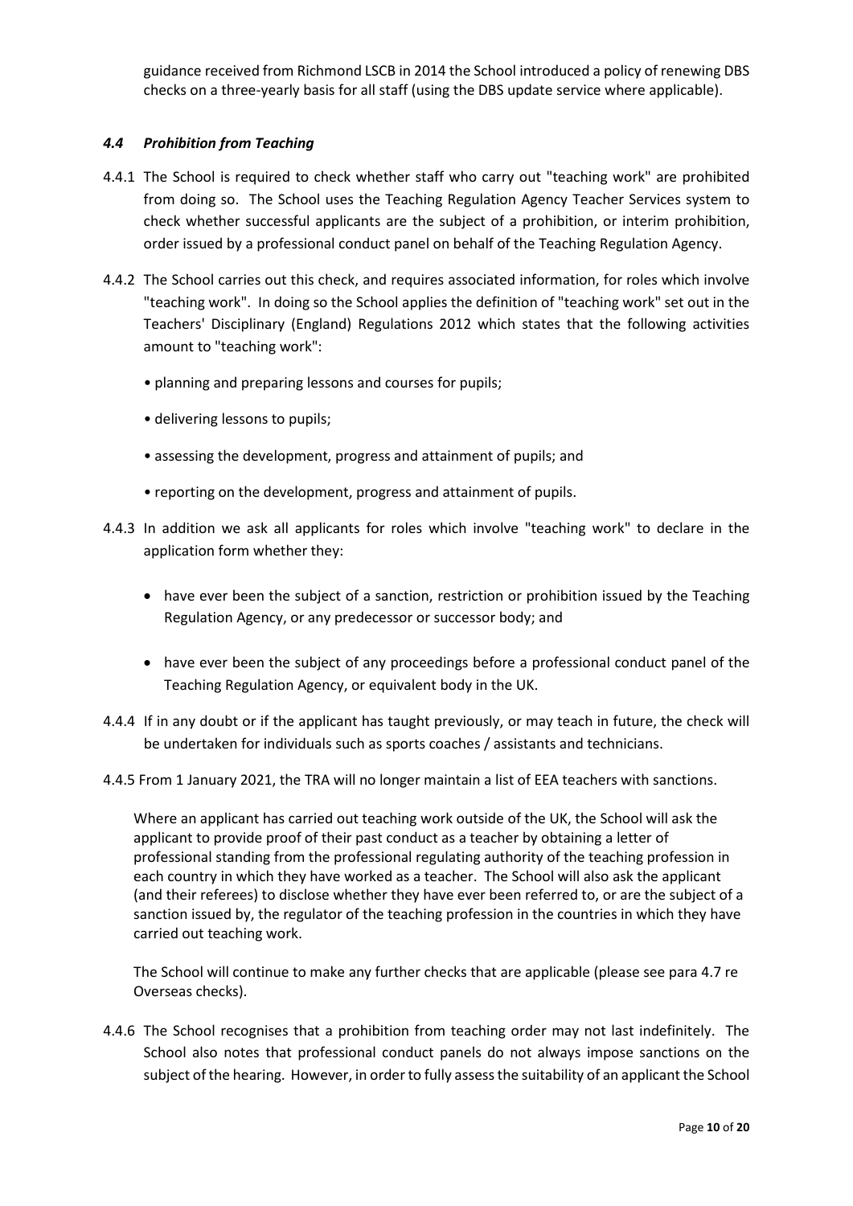guidance received from Richmond LSCB in 2014 the School introduced a policy of renewing DBS checks on a three-yearly basis for all staff (using the DBS update service where applicable).

### *4.4 Prohibition from Teaching*

4.4.1 The School is required to check whether staff who carry out "teaching work" are prohibited from doing so. The School uses the Teaching Regulation Agency Teacher Services system to check whether successful applicants are the subject of a prohibition, or interim prohibition, order issued by a professional conduct panel on behalf of the Teaching Regulation Agency.

4.4.2 The School carries out this check, and requires associated information, for roles which involve "teaching work". In doing so the School applies the definition of "teaching work" set out in the Teachers' Disciplinary (England) Regulations 2012 which states that the following activities amount to "teaching work":

- planning and preparing lessons and courses for pupils;
- delivering lessons to pupils;
- assessing the development, progress and attainment of pupils; and
- reporting on the development, progress and attainment of pupils.

4.4.3 In addition we ask all applicants for roles which involve "teaching work" to declare in the application form whether they:

- have ever been the subject of a sanction, restriction or prohibition issued by the Teaching Regulation Agency, or any predecessor or successor body; and
- have ever been the subject of any proceedings before a professional conduct panel of the Teaching Regulation Agency, or equivalent body in the UK.

4.4.4 If in any doubt or if the applicant has taught previously, or may teach in future, the check will be undertaken for individuals such as sports coaches / assistants and technicians.

4.4.5 From 1 January 2021, the TRA will no longer maintain a list of EEA teachers with sanctions.

Where an applicant has carried out teaching work outside of the UK, the School will ask the applicant to provide proof of their past conduct as a teacher by obtaining a letter of professional standing from the professional regulating authority of the teaching profession in each country in which they have worked as a teacher. The School will also ask the applicant (and their referees) to disclose whether they have ever been referred to, or are the subject of a sanction issued by, the regulator of the teaching profession in the countries in which they have carried out teaching work.

The School will continue to make any further checks that are applicable (please see para 4.7 re Overseas checks).

4.4.6 The School recognises that a prohibition from teaching order may not last indefinitely. The School also notes that professional conduct panels do not always impose sanctions on the subject of the hearing. However, in order to fully assess the suitability of an applicant the School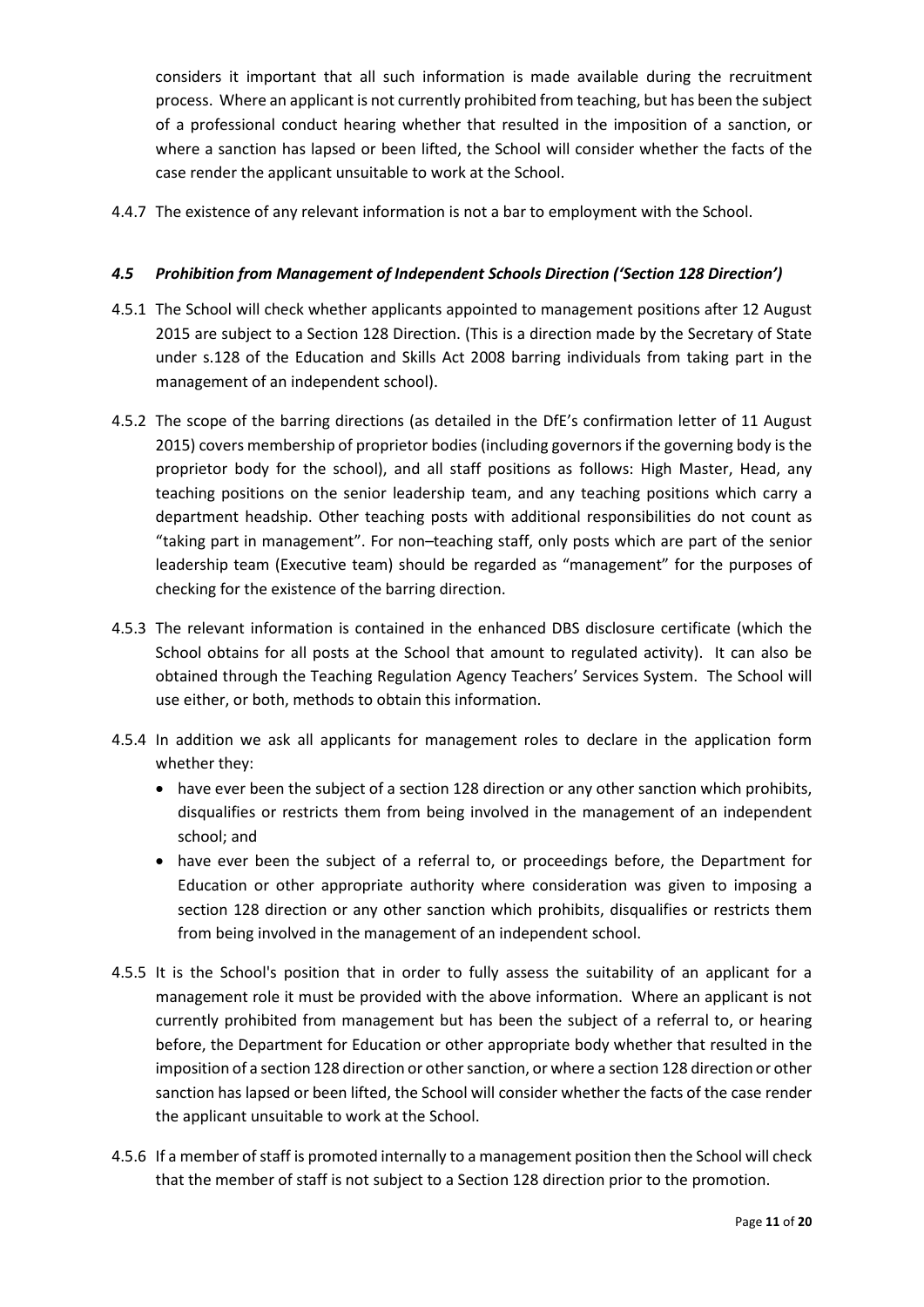considers it important that all such information is made available during the recruitment process. Where an applicant is not currently prohibited from teaching, but has been the subject of a professional conduct hearing whether that resulted in the imposition of a sanction, or where a sanction has lapsed or been lifted, the School will consider whether the facts of the case render the applicant unsuitable to work at the School.

4.4.7 The existence of any relevant information is not a bar to employment with the School.

### *4.5 Prohibition from Management of Independent Schools Direction ('Section 128 Direction')*

4.5.1 The School will check whether applicants appointed to management positions after 12 August 2015 are subject to a Section 128 Direction. (This is a direction made by the Secretary of State under s.128 of the Education and Skills Act 2008 barring individuals from taking part in the management of an independent school).

4.5.2 The scope of the barring directions (as detailed in the DfE's confirmation letter of 11 August 2015) covers membership of proprietor bodies (including governors if the governing body is the proprietor body for the school), and all staff positions as follows: High Master, Head, any teaching positions on the senior leadership team, and any teaching positions which carry a department headship. Other teaching posts with additional responsibilities do not count as "taking part in management". For non–teaching staff, only posts which are part of the senior leadership team (Executive team) should be regarded as "management" for the purposes of checking for the existence of the barring direction.

4.5.3 The relevant information is contained in the enhanced DBS disclosure certificate (which the School obtains for all posts at the School that amount to regulated activity). It can also be obtained through the Teaching Regulation Agency Teachers' Services System. The School will use either, or both, methods to obtain this information.

4.5.4 In addition we ask all applicants for management roles to declare in the application form whether they:

- have ever been the subject of a section 128 direction or any other sanction which prohibits, disqualifies or restricts them from being involved in the management of an independent school; and
- have ever been the subject of a referral to, or proceedings before, the Department for Education or other appropriate authority where consideration was given to imposing a section 128 direction or any other sanction which prohibits, disqualifies or restricts them from being involved in the management of an independent school.

4.5.5 It is the School's position that in order to fully assess the suitability of an applicant for a management role it must be provided with the above information. Where an applicant is not currently prohibited from management but has been the subject of a referral to, or hearing before, the Department for Education or other appropriate body whether that resulted in the imposition of a section 128 direction or other sanction, or where a section 128 direction or other sanction has lapsed or been lifted, the School will consider whether the facts of the case render the applicant unsuitable to work at the School.

4.5.6 If a member of staff is promoted internally to a management position then the School will check that the member of staff is not subject to a Section 128 direction prior to the promotion.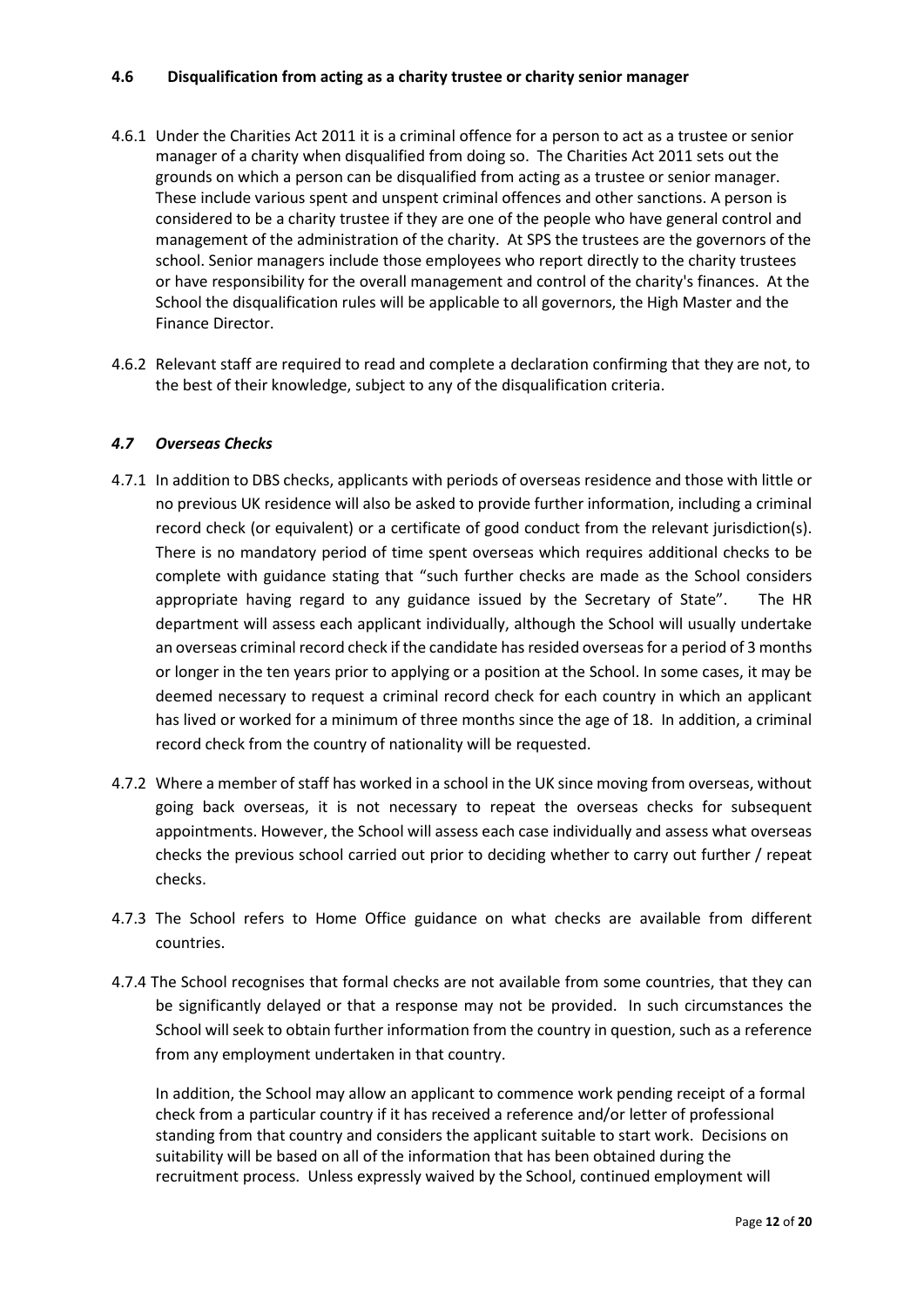### 4.6 Disqualification from acting as a charity trustee or charity senior manager

4.6.1 Under the Charities Act 2011 it is a criminal offence for a person to act as a trustee or senior manager of a charity when disqualified from doing so. The Charities Act 2011 sets out the grounds on which a person can be disqualified from acting as a trustee or senior manager. These include various spent and unspent criminal offences and other sanctions. A person is considered to be a charity trustee if they are one of the people who have general control and management of the administration of the charity. At SPS the trustees are the governors of the school. Senior managers include those employees who report directly to the charity trustees or have responsibility for the overall management and control of the charity's finances. At the School the disqualification rules will be applicable to all governors, the High Master and the Finance Director.

4.6.2 Relevant staff are required to read and complete a declaration confirming that they are not, to the best of their knowledge, subject to any of the disqualification criteria.

### *4.7 Overseas Checks*

4.7.1 In addition to DBS checks, applicants with periods of overseas residence and those with little or no previous UK residence will also be asked to provide further information, including a criminal record check (or equivalent) or a certificate of good conduct from the relevant jurisdiction(s). There is no mandatory period of time spent overseas which requires additional checks to be complete with guidance stating that "such further checks are made as the School considers appropriate having regard to any guidance issued by the Secretary of State". The HR department will assess each applicant individually, although the School will usually undertake an overseas criminal record check if the candidate has resided overseas for a period of 3 months or longer in the ten years prior to applying or a position at the School. In some cases, it may be deemed necessary to request a criminal record check for each country in which an applicant has lived or worked for a minimum of three months since the age of 18. In addition, a criminal record check from the country of nationality will be requested.

4.7.2 Where a member of staff has worked in a school in the UK since moving from overseas, without going back overseas, it is not necessary to repeat the overseas checks for subsequent appointments. However, the School will assess each case individually and assess what overseas checks the previous school carried out prior to deciding whether to carry out further / repeat checks.

4.7.3 The School refers to Home Office guidance on what checks are available from different countries.

4.7.4 The School recognises that formal checks are not available from some countries, that they can be significantly delayed or that a response may not be provided. In such circumstances the School will seek to obtain further information from the country in question, such as a reference from any employment undertaken in that country.

In addition, the School may allow an applicant to commence work pending receipt of a formal check from a particular country if it has received a reference and/or letter of professional standing from that country and considers the applicant suitable to start work. Decisions on suitability will be based on all of the information that has been obtained during the recruitment process. Unless expressly waived by the School, continued employment will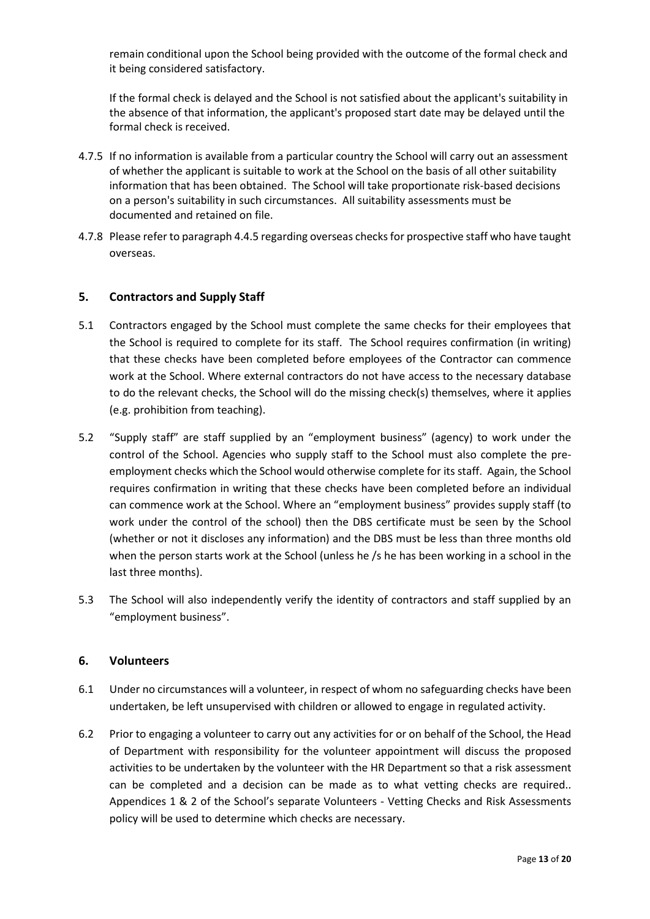remain conditional upon the School being provided with the outcome of the formal check and it being considered satisfactory.

If the formal check is delayed and the School is not satisfied about the applicant's suitability in the absence of that information, the applicant's proposed start date may be delayed until the formal check is received.

4.7.5 If no information is available from a particular country the School will carry out an assessment of whether the applicant is suitable to work at the School on the basis of all other suitability information that has been obtained. The School will take proportionate risk-based decisions on a person's suitability in such circumstances. All suitability assessments must be documented and retained on file.

4.7.8 Please refer to paragraph 4.4.5 regarding overseas checks for prospective staff who have taught overseas.

## 5. Contractors and Supply Staff

5.1 Contractors engaged by the School must complete the same checks for their employees that the School is required to complete for its staff. The School requires confirmation (in writing) that these checks have been completed before employees of the Contractor can commence work at the School. Where external contractors do not have access to the necessary database to do the relevant checks, the School will do the missing check(s) themselves, where it applies (e.g. prohibition from teaching).

5.2 "Supply staff" are staff supplied by an "employment business" (agency) to work under the control of the School. Agencies who supply staff to the School must also complete the pre-employment checks which the School would otherwise complete for its staff. Again, the School requires confirmation in writing that these checks have been completed before an individual can commence work at the School. Where an "employment business" provides supply staff (to work under the control of the school) then the DBS certificate must be seen by the School (whether or not it discloses any information) and the DBS must be less than three months old when the person starts work at the School (unless he /s he has been working in a school in the last three months).

5.3 The School will also independently verify the identity of contractors and staff supplied by an "employment business".

## 6. Volunteers

6.1 Under no circumstances will a volunteer, in respect of whom no safeguarding checks have been undertaken, be left unsupervised with children or allowed to engage in regulated activity.

6.2 Prior to engaging a volunteer to carry out any activities for or on behalf of the School, the Head of Department with responsibility for the volunteer appointment will discuss the proposed activities to be undertaken by the volunteer with the HR Department so that a risk assessment can be completed and a decision can be made as to what vetting checks are required.. Appendices 1 & 2 of the School's separate Volunteers - Vetting Checks and Risk Assessments policy will be used to determine which checks are necessary.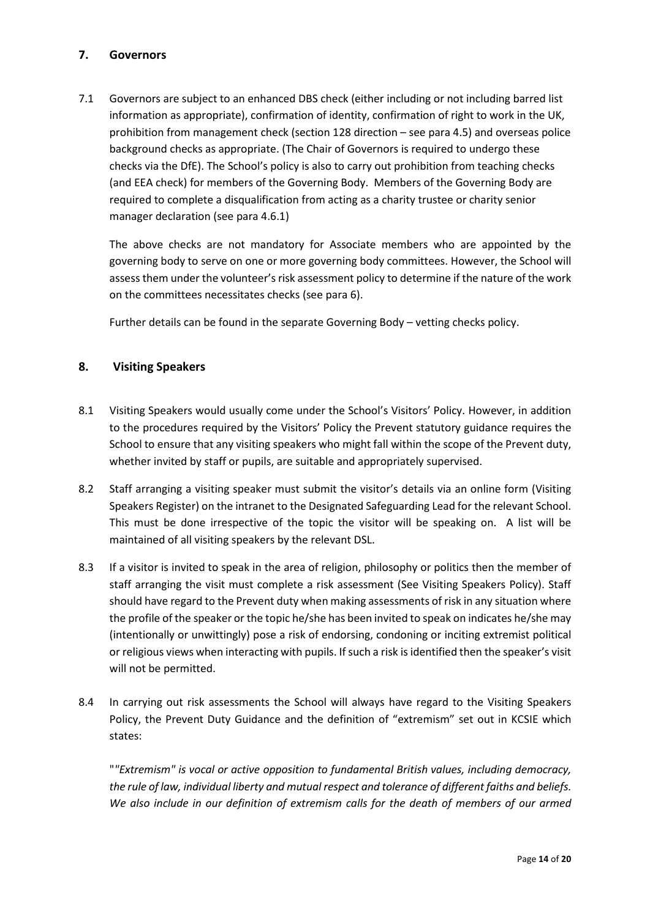## 7. Governors

7.1 Governors are subject to an enhanced DBS check (either including or not including barred list information as appropriate), confirmation of identity, confirmation of right to work in the UK, prohibition from management check (section 128 direction – see para 4.5) and overseas police background checks as appropriate. (The Chair of Governors is required to undergo these checks via the DfE). The School's policy is also to carry out prohibition from teaching checks (and EEA check) for members of the Governing Body. Members of the Governing Body are required to complete a disqualification from acting as a charity trustee or charity senior manager declaration (see para 4.6.1)

The above checks are not mandatory for Associate members who are appointed by the governing body to serve on one or more governing body committees. However, the School will assess them under the volunteer's risk assessment policy to determine if the nature of the work on the committees necessitates checks (see para 6).

Further details can be found in the separate Governing Body – vetting checks policy.

## 8. Visiting Speakers

8.1 Visiting Speakers would usually come under the School's Visitors' Policy. However, in addition to the procedures required by the Visitors' Policy the Prevent statutory guidance requires the School to ensure that any visiting speakers who might fall within the scope of the Prevent duty, whether invited by staff or pupils, are suitable and appropriately supervised.

8.2 Staff arranging a visiting speaker must submit the visitor's details via an online form (Visiting Speakers Register) on the intranet to the Designated Safeguarding Lead for the relevant School. This must be done irrespective of the topic the visitor will be speaking on. A list will be maintained of all visiting speakers by the relevant DSL.

8.3 If a visitor is invited to speak in the area of religion, philosophy or politics then the member of staff arranging the visit must complete a risk assessment (See Visiting Speakers Policy). Staff should have regard to the Prevent duty when making assessments of risk in any situation where the profile of the speaker or the topic he/she has been invited to speak on indicates he/she may (intentionally or unwittingly) pose a risk of endorsing, condoning or inciting extremist political or religious views when interacting with pupils. If such a risk is identified then the speaker's visit will not be permitted.

8.4 In carrying out risk assessments the School will always have regard to the Visiting Speakers Policy, the Prevent Duty Guidance and the definition of "extremism" set out in KCSIE which states:

"*"Extremism" is vocal or active opposition to fundamental British values, including democracy, the rule of law, individual liberty and mutual respect and tolerance of different faiths and beliefs. We also include in our definition of extremism calls for the death of members of our armed*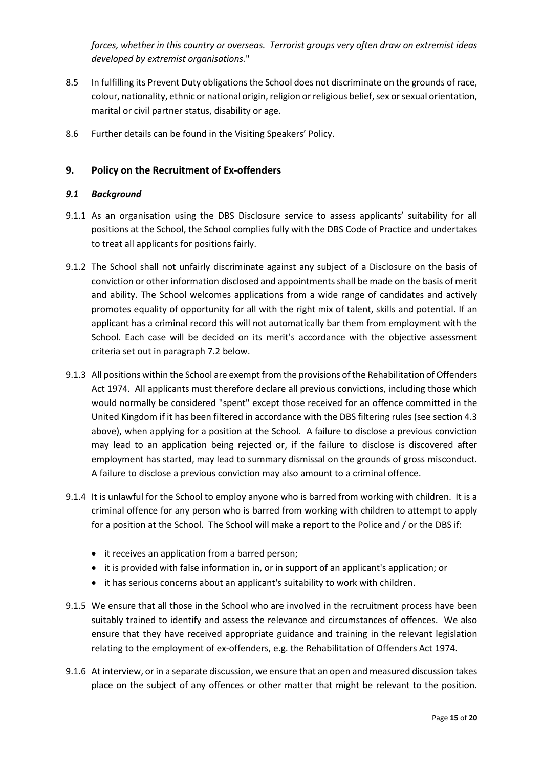*forces, whether in this country or overseas. Terrorist groups very often draw on extremist ideas developed by extremist organisations.*"

8.5 In fulfilling its Prevent Duty obligations the School does not discriminate on the grounds of race, colour, nationality, ethnic or national origin, religion or religious belief, sex or sexual orientation, marital or civil partner status, disability or age.

8.6 Further details can be found in the Visiting Speakers' Policy.

## 9. Policy on the Recruitment of Ex-offenders

### *9.1 Background*

9.1.1 As an organisation using the DBS Disclosure service to assess applicants' suitability for all positions at the School, the School complies fully with the DBS Code of Practice and undertakes to treat all applicants for positions fairly.

9.1.2 The School shall not unfairly discriminate against any subject of a Disclosure on the basis of conviction or other information disclosed and appointments shall be made on the basis of merit and ability. The School welcomes applications from a wide range of candidates and actively promotes equality of opportunity for all with the right mix of talent, skills and potential. If an applicant has a criminal record this will not automatically bar them from employment with the School. Each case will be decided on its merit's accordance with the objective assessment criteria set out in paragraph 7.2 below.

9.1.3 All positions within the School are exempt from the provisions of the Rehabilitation of Offenders Act 1974. All applicants must therefore declare all previous convictions, including those which would normally be considered "spent" except those received for an offence committed in the United Kingdom if it has been filtered in accordance with the DBS filtering rules (see section 4.3 above), when applying for a position at the School. A failure to disclose a previous conviction may lead to an application being rejected or, if the failure to disclose is discovered after employment has started, may lead to summary dismissal on the grounds of gross misconduct. A failure to disclose a previous conviction may also amount to a criminal offence.

9.1.4 It is unlawful for the School to employ anyone who is barred from working with children. It is a criminal offence for any person who is barred from working with children to attempt to apply for a position at the School. The School will make a report to the Police and / or the DBS if:

- it receives an application from a barred person;
- it is provided with false information in, or in support of an applicant's application; or
- it has serious concerns about an applicant's suitability to work with children.

9.1.5 We ensure that all those in the School who are involved in the recruitment process have been suitably trained to identify and assess the relevance and circumstances of offences. We also ensure that they have received appropriate guidance and training in the relevant legislation relating to the employment of ex-offenders, e.g. the Rehabilitation of Offenders Act 1974.

9.1.6 At interview, or in a separate discussion, we ensure that an open and measured discussion takes place on the subject of any offences or other matter that might be relevant to the position.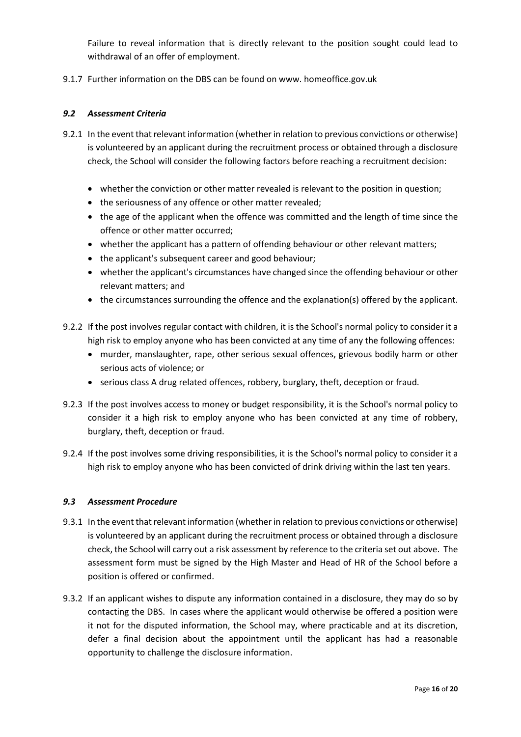Failure to reveal information that is directly relevant to the position sought could lead to withdrawal of an offer of employment.

9.1.7 Further information on the DBS can be found on www. homeoffice.gov.uk

### *9.2 Assessment Criteria*

9.2.1 In the event that relevant information (whether in relation to previous convictions or otherwise) is volunteered by an applicant during the recruitment process or obtained through a disclosure check, the School will consider the following factors before reaching a recruitment decision:

- whether the conviction or other matter revealed is relevant to the position in question;
- the seriousness of any offence or other matter revealed;
- the age of the applicant when the offence was committed and the length of time since the offence or other matter occurred;
- whether the applicant has a pattern of offending behaviour or other relevant matters;
- the applicant's subsequent career and good behaviour;
- whether the applicant's circumstances have changed since the offending behaviour or other relevant matters; and
- the circumstances surrounding the offence and the explanation(s) offered by the applicant.

9.2.2 If the post involves regular contact with children, it is the School's normal policy to consider it a high risk to employ anyone who has been convicted at any time of any the following offences:

- murder, manslaughter, rape, other serious sexual offences, grievous bodily harm or other serious acts of violence; or
- serious class A drug related offences, robbery, burglary, theft, deception or fraud.

9.2.3 If the post involves access to money or budget responsibility, it is the School's normal policy to consider it a high risk to employ anyone who has been convicted at any time of robbery, burglary, theft, deception or fraud.

9.2.4 If the post involves some driving responsibilities, it is the School's normal policy to consider it a high risk to employ anyone who has been convicted of drink driving within the last ten years.

### *9.3 Assessment Procedure*

9.3.1 In the event that relevant information (whether in relation to previous convictions or otherwise) is volunteered by an applicant during the recruitment process or obtained through a disclosure check, the School will carry out a risk assessment by reference to the criteria set out above. The assessment form must be signed by the High Master and Head of HR of the School before a position is offered or confirmed.

9.3.2 If an applicant wishes to dispute any information contained in a disclosure, they may do so by contacting the DBS. In cases where the applicant would otherwise be offered a position were it not for the disputed information, the School may, where practicable and at its discretion, defer a final decision about the appointment until the applicant has had a reasonable opportunity to challenge the disclosure information.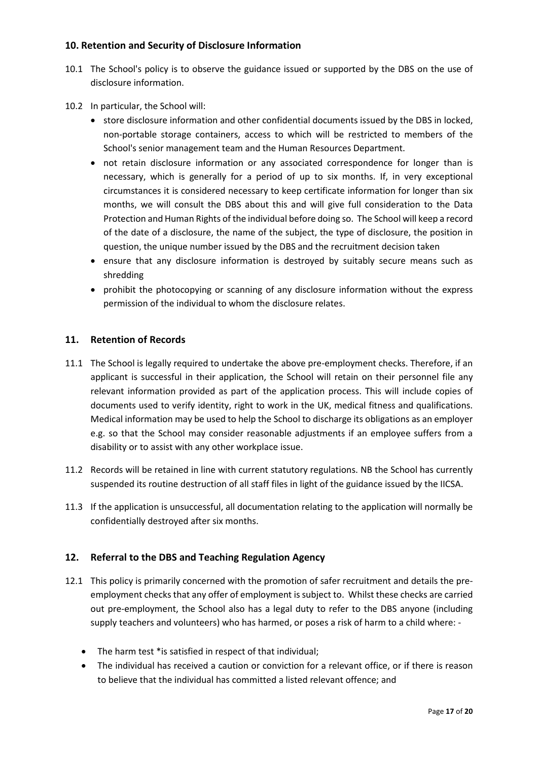## 10. Retention and Security of Disclosure Information

10.1 The School's policy is to observe the guidance issued or supported by the DBS on the use of disclosure information.

10.2 In particular, the School will:

- store disclosure information and other confidential documents issued by the DBS in locked, non-portable storage containers, access to which will be restricted to members of the School's senior management team and the Human Resources Department.
- not retain disclosure information or any associated correspondence for longer than is necessary, which is generally for a period of up to six months. If, in very exceptional circumstances it is considered necessary to keep certificate information for longer than six months, we will consult the DBS about this and will give full consideration to the Data Protection and Human Rights of the individual before doing so. The School will keep a record of the date of a disclosure, the name of the subject, the type of disclosure, the position in question, the unique number issued by the DBS and the recruitment decision taken
- ensure that any disclosure information is destroyed by suitably secure means such as shredding
- prohibit the photocopying or scanning of any disclosure information without the express permission of the individual to whom the disclosure relates.

## 11. Retention of Records

11.1 The School is legally required to undertake the above pre-employment checks. Therefore, if an applicant is successful in their application, the School will retain on their personnel file any relevant information provided as part of the application process. This will include copies of documents used to verify identity, right to work in the UK, medical fitness and qualifications. Medical information may be used to help the School to discharge its obligations as an employer e.g. so that the School may consider reasonable adjustments if an employee suffers from a disability or to assist with any other workplace issue.

11.2 Records will be retained in line with current statutory regulations. NB the School has currently suspended its routine destruction of all staff files in light of the guidance issued by the IICSA.

11.3 If the application is unsuccessful, all documentation relating to the application will normally be confidentially destroyed after six months.

## 12. Referral to the DBS and Teaching Regulation Agency

12.1 This policy is primarily concerned with the promotion of safer recruitment and details the pre-employment checks that any offer of employment is subject to. Whilst these checks are carried out pre-employment, the School also has a legal duty to refer to the DBS anyone (including supply teachers and volunteers) who has harmed, or poses a risk of harm to a child where: -

- The harm test *is satisfied in respect of that individual;
- The individual has received a caution or conviction for a relevant office, or if there is reason to believe that the individual has committed a listed relevant offence; and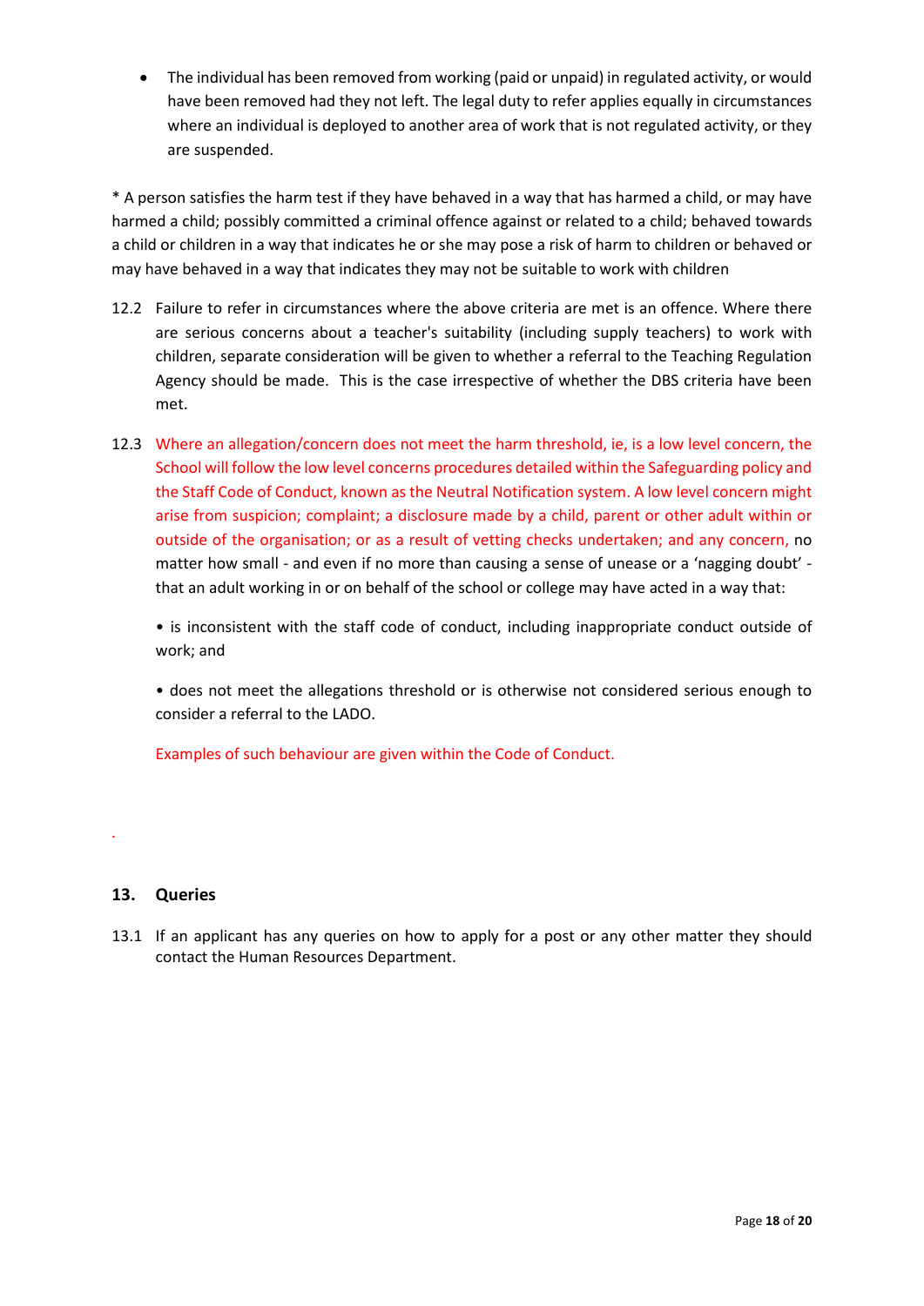- The individual has been removed from working (paid or unpaid) in regulated activity, or would have been removed had they not left. The legal duty to refer applies equally in circumstances where an individual is deployed to another area of work that is not regulated activity, or they are suspended.

* A person satisfies the harm test if they have behaved in a way that has harmed a child, or may have harmed a child; possibly committed a criminal offence against or related to a child; behaved towards a child or children in a way that indicates he or she may pose a risk of harm to children or behaved or may have behaved in a way that indicates they may not be suitable to work with children

12.2 Failure to refer in circumstances where the above criteria are met is an offence. Where there are serious concerns about a teacher's suitability (including supply teachers) to work with children, separate consideration will be given to whether a referral to the Teaching Regulation Agency should be made. This is the case irrespective of whether the DBS criteria have been met.

12.3 Where an allegation/concern does not meet the harm threshold, ie, is a low level concern, the School will follow the low level concerns procedures detailed within the Safeguarding policy and the Staff Code of Conduct, known as the Neutral Notification system. A low level concern might arise from suspicion; complaint; a disclosure made by a child, parent or other adult within or outside of the organisation; or as a result of vetting checks undertaken; and any concern, no matter how small - and even if no more than causing a sense of unease or a 'nagging doubt' - that an adult working in or on behalf of the school or college may have acted in a way that:

• is inconsistent with the staff code of conduct, including inappropriate conduct outside of work; and

• does not meet the allegations threshold or is otherwise not considered serious enough to consider a referral to the LADO.

Examples of such behaviour are given within the Code of Conduct.

.

## 13. Queries

13.1 If an applicant has any queries on how to apply for a post or any other matter they should contact the Human Resources Department.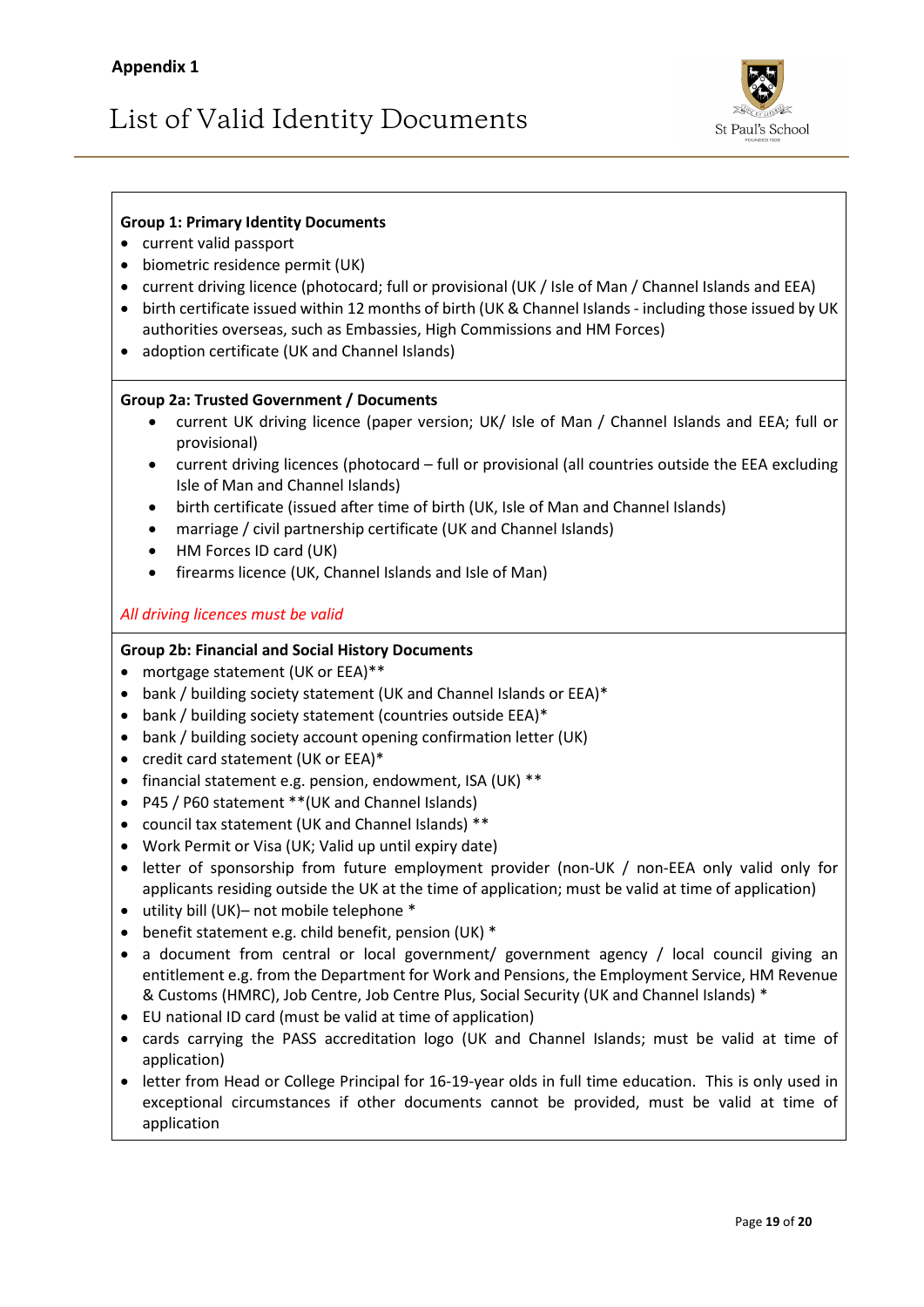**Appendix 1**

# List of Valid Identity Documents

**Group 1: Primary Identity Documents**

- current valid passport
- biometric residence permit (UK)
- current driving licence (photocard; full or provisional (UK / Isle of Man / Channel Islands and EEA)
- birth certificate issued within 12 months of birth (UK & Channel Islands - including those issued by UK authorities overseas, such as Embassies, High Commissions and HM Forces)
- adoption certificate (UK and Channel Islands)

**Group 2a: Trusted Government / Documents**

- current UK driving licence (paper version; UK/ Isle of Man / Channel Islands and EEA; full or provisional)
- current driving licences (photocard – full or provisional (all countries outside the EEA excluding Isle of Man and Channel Islands)
- birth certificate (issued after time of birth (UK, Isle of Man and Channel Islands)
- marriage / civil partnership certificate (UK and Channel Islands)
- HM Forces ID card (UK)
- firearms licence (UK, Channel Islands and Isle of Man)

*All driving licences must be valid*

**Group 2b: Financial and Social History Documents**

- mortgage statement (UK or EEA)**
- bank / building society statement (UK and Channel Islands or EEA)*
- bank / building society statement (countries outside EEA)*
- bank / building society account opening confirmation letter (UK)
- credit card statement (UK or EEA)*
- financial statement e.g. pension, endowment, ISA (UK) **
- P45 / P60 statement **(UK and Channel Islands)
- council tax statement (UK and Channel Islands) **
- Work Permit or Visa (UK; Valid up until expiry date)
- letter of sponsorship from future employment provider (non-UK / non-EEA only valid only for applicants residing outside the UK at the time of application; must be valid at time of application)
- utility bill (UK)– not mobile telephone *
- benefit statement e.g. child benefit, pension (UK) *
- a document from central or local government/ government agency / local council giving an entitlement e.g. from the Department for Work and Pensions, the Employment Service, HM Revenue & Customs (HMRC), Job Centre, Job Centre Plus, Social Security (UK and Channel Islands) *
- EU national ID card (must be valid at time of application)
- cards carrying the PASS accreditation logo (UK and Channel Islands; must be valid at time of application)
- letter from Head or College Principal for 16-19-year olds in full time education. This is only used in exceptional circumstances if other documents cannot be provided, must be valid at time of application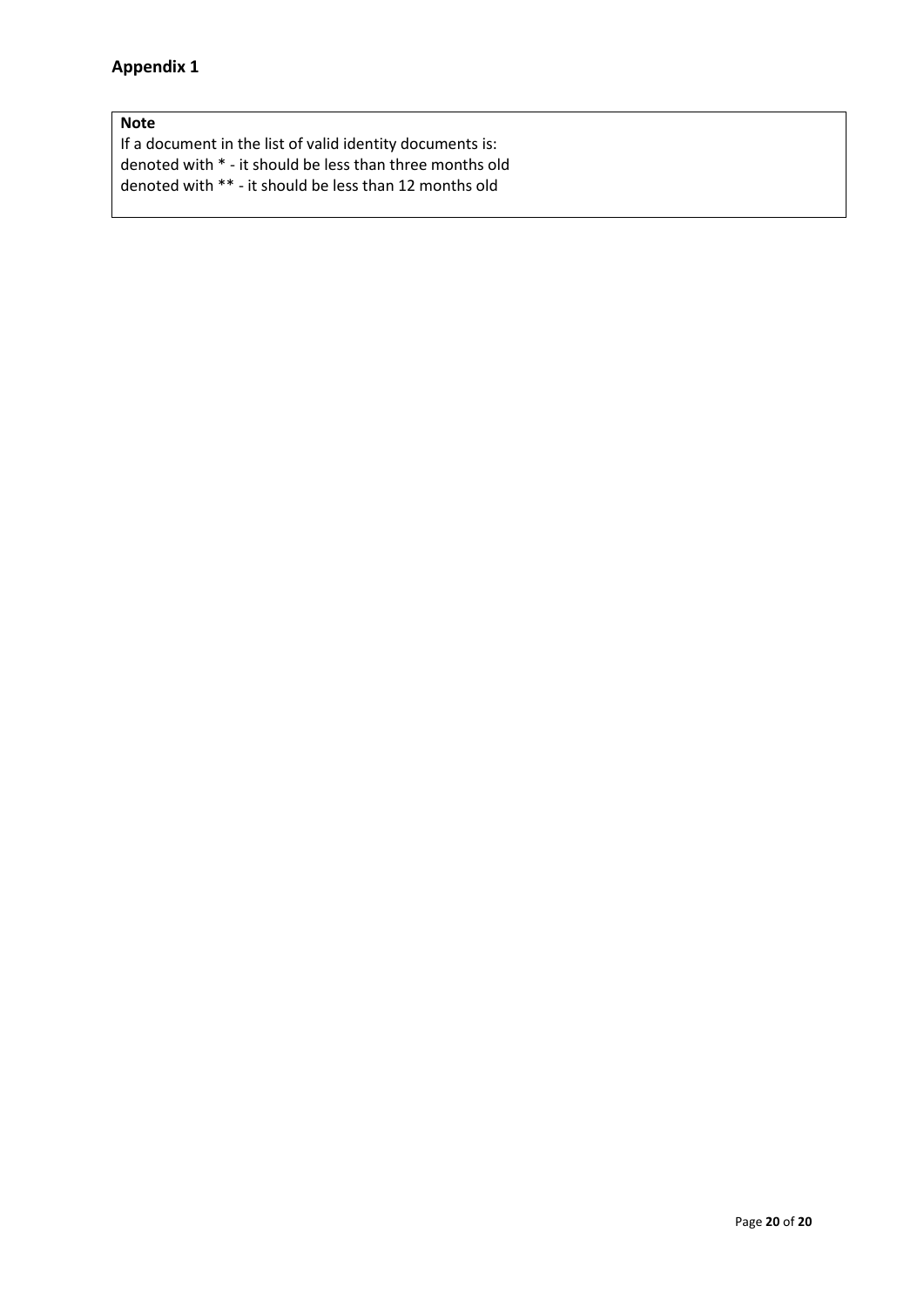## Appendix 1

**Note**

If a document in the list of valid identity documents is:
denoted with * - it should be less than three months old
denoted with ** - it should be less than 12 months old